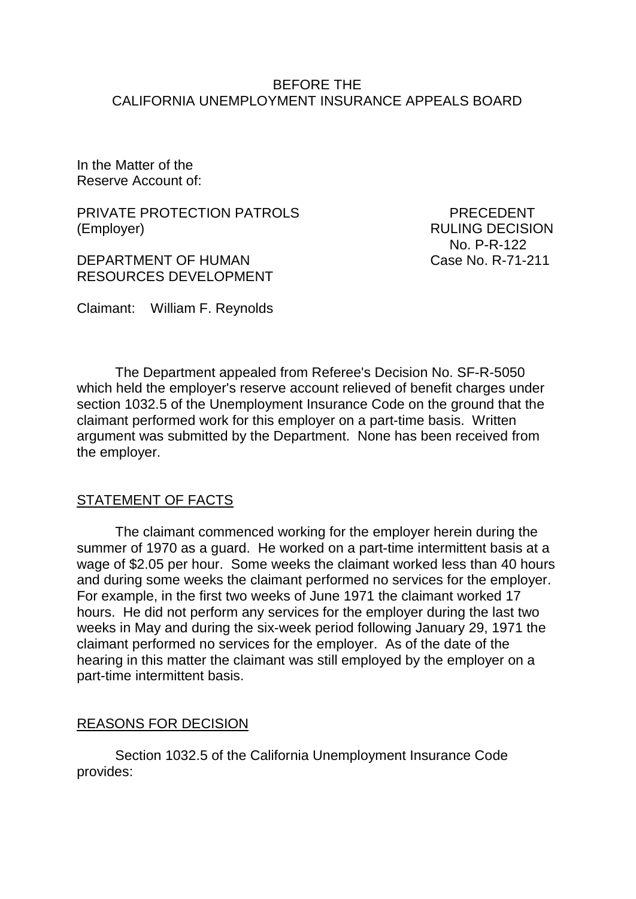BEFORE THE
CALIFORNIA UNEMPLOYMENT INSURANCE APPEALS BOARD

In the Matter of the
Reserve Account of:

PRIVATE PROTECTION PATROLS
(Employer)

PRECEDENT
RULING DECISION
No. P-R-122
Case No. R-71-211

DEPARTMENT OF HUMAN
RESOURCES DEVELOPMENT

Claimant: William F. Reynolds

The Department appealed from Referee's Decision No. SF-R-5050 which held the employer's reserve account relieved of benefit charges under section 1032.5 of the Unemployment Insurance Code on the ground that the claimant performed work for this employer on a part-time basis. Written argument was submitted by the Department. None has been received from the employer.

## STATEMENT OF FACTS

The claimant commenced working for the employer herein during the summer of 1970 as a guard. He worked on a part-time intermittent basis at a wage of $2.05 per hour. Some weeks the claimant worked less than 40 hours and during some weeks the claimant performed no services for the employer. For example, in the first two weeks of June 1971 the claimant worked 17 hours. He did not perform any services for the employer during the last two weeks in May and during the six-week period following January 29, 1971 the claimant performed no services for the employer. As of the date of the hearing in this matter the claimant was still employed by the employer on a part-time intermittent basis.

## REASONS FOR DECISION

Section 1032.5 of the California Unemployment Insurance Code provides: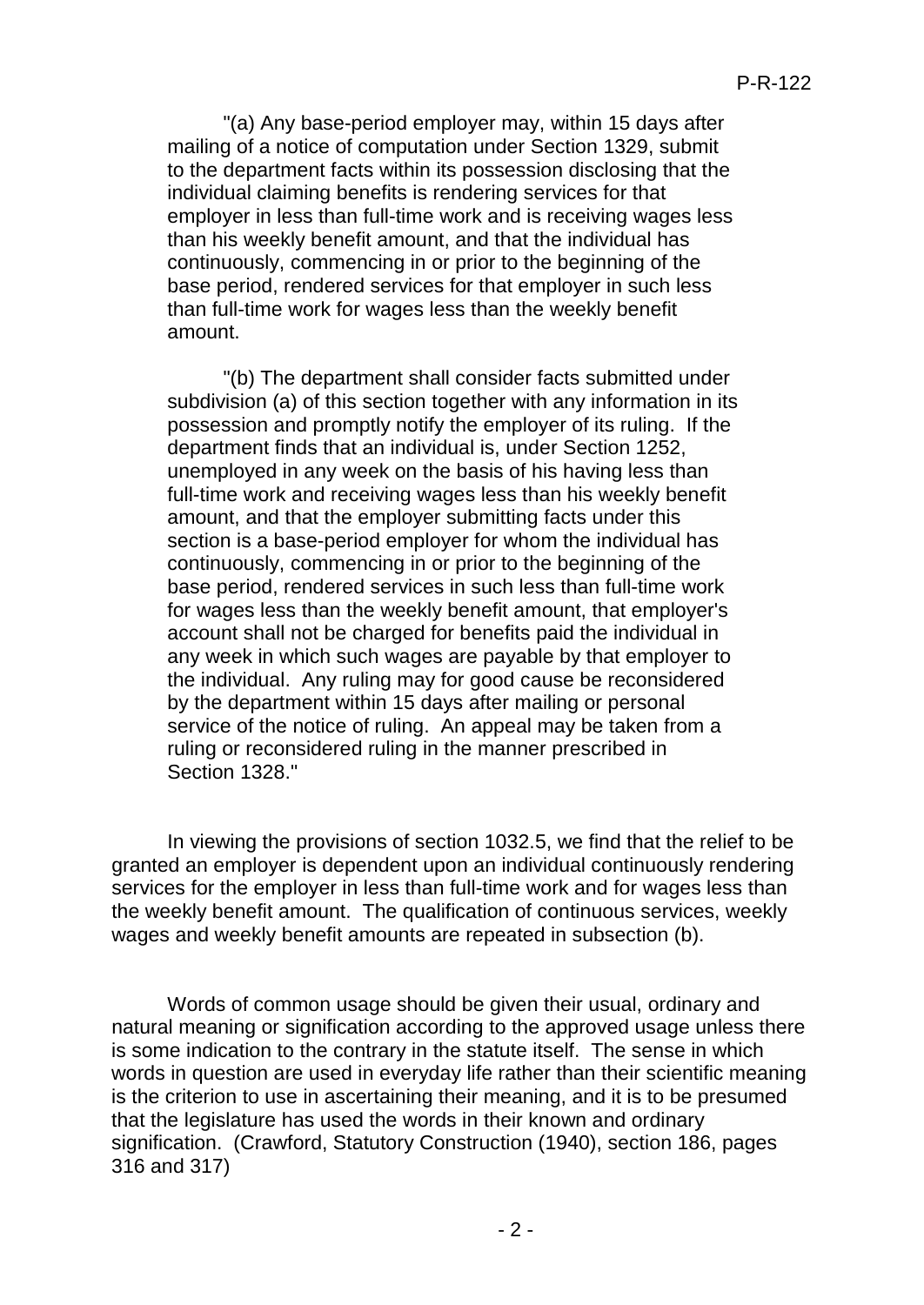"(a) Any base-period employer may, within 15 days after mailing of a notice of computation under Section 1329, submit to the department facts within its possession disclosing that the individual claiming benefits is rendering services for that employer in less than full-time work and is receiving wages less than his weekly benefit amount, and that the individual has continuously, commencing in or prior to the beginning of the base period, rendered services for that employer in such less than full-time work for wages less than the weekly benefit amount.

"(b) The department shall consider facts submitted under subdivision (a) of this section together with any information in its possession and promptly notify the employer of its ruling. If the department finds that an individual is, under Section 1252, unemployed in any week on the basis of his having less than full-time work and receiving wages less than his weekly benefit amount, and that the employer submitting facts under this section is a base-period employer for whom the individual has continuously, commencing in or prior to the beginning of the base period, rendered services in such less than full-time work for wages less than the weekly benefit amount, that employer's account shall not be charged for benefits paid the individual in any week in which such wages are payable by that employer to the individual. Any ruling may for good cause be reconsidered by the department within 15 days after mailing or personal service of the notice of ruling. An appeal may be taken from a ruling or reconsidered ruling in the manner prescribed in Section 1328."

In viewing the provisions of section 1032.5, we find that the relief to be granted an employer is dependent upon an individual continuously rendering services for the employer in less than full-time work and for wages less than the weekly benefit amount. The qualification of continuous services, weekly wages and weekly benefit amounts are repeated in subsection (b).

Words of common usage should be given their usual, ordinary and natural meaning or signification according to the approved usage unless there is some indication to the contrary in the statute itself. The sense in which words in question are used in everyday life rather than their scientific meaning is the criterion to use in ascertaining their meaning, and it is to be presumed that the legislature has used the words in their known and ordinary signification. (Crawford, Statutory Construction (1940), section 186, pages 316 and 317)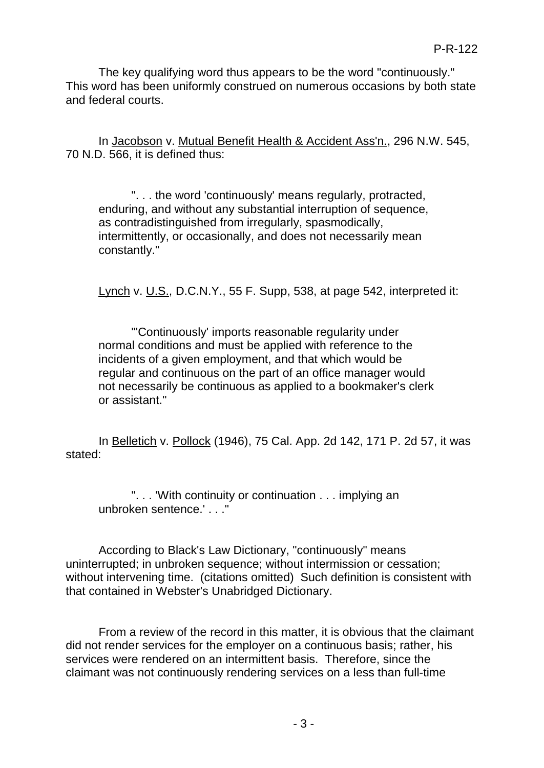The key qualifying word thus appears to be the word "continuously." This word has been uniformly construed on numerous occasions by both state and federal courts.

In Jacobson v. Mutual Benefit Health & Accident Ass'n., 296 N.W. 545, 70 N.D. 566, it is defined thus:

> ". . . the word 'continuously' means regularly, protracted, enduring, and without any substantial interruption of sequence, as contradistinguished from irregularly, spasmodically, intermittently, or occasionally, and does not necessarily mean constantly."

Lynch v. U.S., D.C.N.Y., 55 F. Supp, 538, at page 542, interpreted it:

> "'Continuously' imports reasonable regularity under normal conditions and must be applied with reference to the incidents of a given employment, and that which would be regular and continuous on the part of an office manager would not necessarily be continuous as applied to a bookmaker's clerk or assistant."

In Belletich v. Pollock (1946), 75 Cal. App. 2d 142, 171 P. 2d 57, it was stated:

> ". . . 'With continuity or continuation . . . implying an unbroken sentence.' . . ."

According to Black's Law Dictionary, "continuously" means uninterrupted; in unbroken sequence; without intermission or cessation; without intervening time. (citations omitted) Such definition is consistent with that contained in Webster's Unabridged Dictionary.

From a review of the record in this matter, it is obvious that the claimant did not render services for the employer on a continuous basis; rather, his services were rendered on an intermittent basis. Therefore, since the claimant was not continuously rendering services on a less than full-time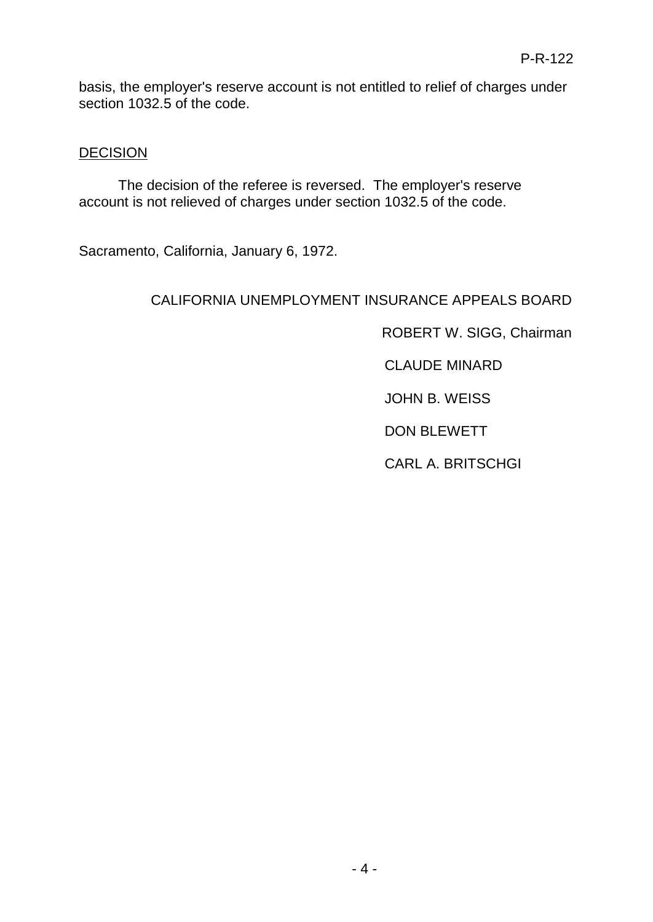basis, the employer's reserve account is not entitled to relief of charges under section 1032.5 of the code.

DECISION

The decision of the referee is reversed. The employer's reserve account is not relieved of charges under section 1032.5 of the code.

Sacramento, California, January 6, 1972.

CALIFORNIA UNEMPLOYMENT INSURANCE APPEALS BOARD

ROBERT W. SIGG, Chairman

CLAUDE MINARD

JOHN B. WEISS

DON BLEWETT

CARL A. BRITSCHGI